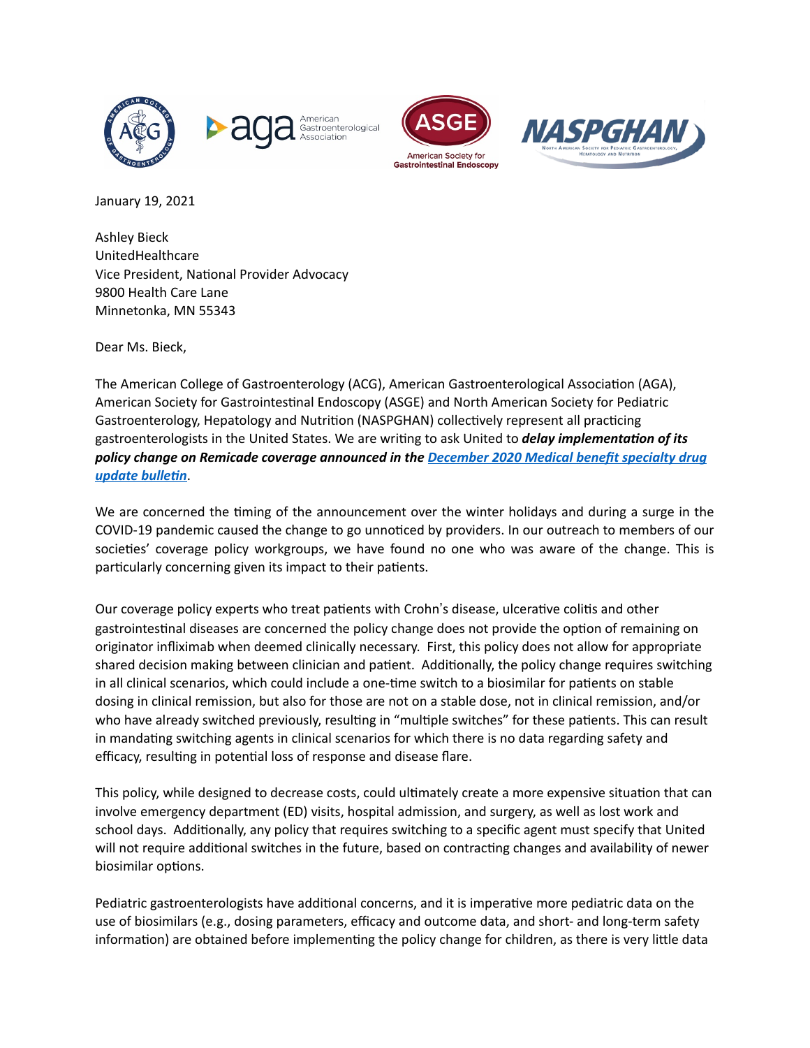January 19, 2021

Ashley Bieck
UnitedHealthcare
Vice President, National Provider Advocacy
9800 Health Care Lane
Minnetonka, MN 55343

Dear Ms. Bieck,

The American College of Gastroenterology (ACG), American Gastroenterological Association (AGA), American Society for Gastrointestinal Endoscopy (ASGE) and North American Society for Pediatric Gastroenterology, Hepatology and Nutrition (NASPGHAN) collectively represent all practicing gastroenterologists in the United States. We are writing to ask United to ***delay implementation of its policy change on Remicade coverage announced in the [December 2020 Medical benefit specialty drug update bulletin](#)***.

We are concerned the timing of the announcement over the winter holidays and during a surge in the COVID-19 pandemic caused the change to go unnoticed by providers. In our outreach to members of our societies' coverage policy workgroups, we have found no one who was aware of the change. This is particularly concerning given its impact to their patients.

Our coverage policy experts who treat patients with Crohn's disease, ulcerative colitis and other gastrointestinal diseases are concerned the policy change does not provide the option of remaining on originator infliximab when deemed clinically necessary. First, this policy does not allow for appropriate shared decision making between clinician and patient. Additionally, the policy change requires switching in all clinical scenarios, which could include a one-time switch to a biosimilar for patients on stable dosing in clinical remission, but also for those are not on a stable dose, not in clinical remission, and/or who have already switched previously, resulting in "multiple switches" for these patients. This can result in mandating switching agents in clinical scenarios for which there is no data regarding safety and efficacy, resulting in potential loss of response and disease flare.

This policy, while designed to decrease costs, could ultimately create a more expensive situation that can involve emergency department (ED) visits, hospital admission, and surgery, as well as lost work and school days. Additionally, any policy that requires switching to a specific agent must specify that United will not require additional switches in the future, based on contracting changes and availability of newer biosimilar options.

Pediatric gastroenterologists have additional concerns, and it is imperative more pediatric data on the use of biosimilars (e.g., dosing parameters, efficacy and outcome data, and short- and long-term safety information) are obtained before implementing the policy change for children, as there is very little data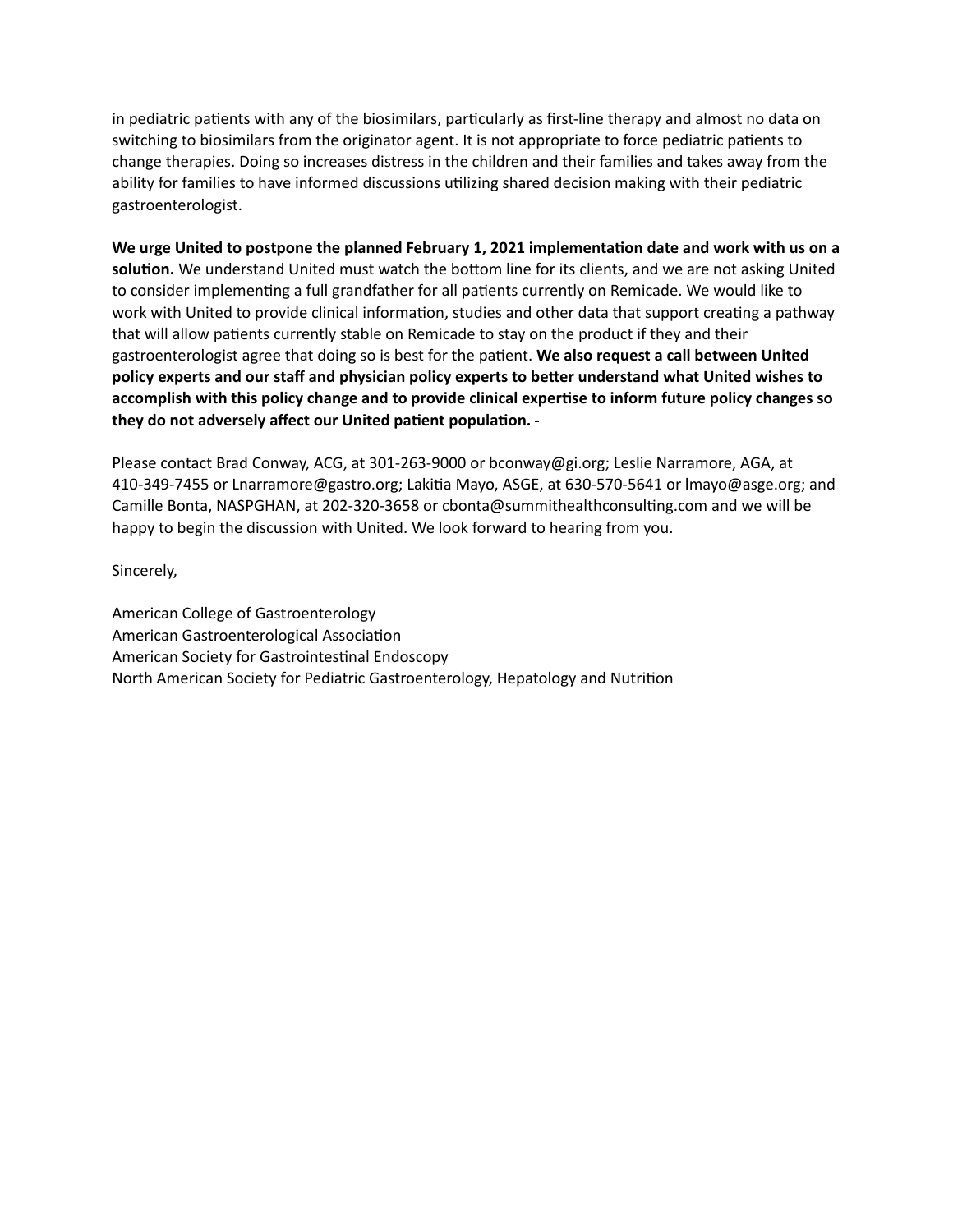in pediatric patients with any of the biosimilars, particularly as first-line therapy and almost no data on switching to biosimilars from the originator agent. It is not appropriate to force pediatric patients to change therapies. Doing so increases distress in the children and their families and takes away from the ability for families to have informed discussions utilizing shared decision making with their pediatric gastroenterologist.

**We urge United to postpone the planned February 1, 2021 implementation date and work with us on a solution.** We understand United must watch the bottom line for its clients, and we are not asking United to consider implementing a full grandfather for all patients currently on Remicade. We would like to work with United to provide clinical information, studies and other data that support creating a pathway that will allow patients currently stable on Remicade to stay on the product if they and their gastroenterologist agree that doing so is best for the patient. **We also request a call between United policy experts and our staff and physician policy experts to better understand what United wishes to accomplish with this policy change and to provide clinical expertise to inform future policy changes so they do not adversely affect our United patient population.** -

Please contact Brad Conway, ACG, at 301-263-9000 or bconway@gi.org; Leslie Narramore, AGA, at 410-349-7455 or Lnarramore@gastro.org; Lakitia Mayo, ASGE, at 630-570-5641 or lmayo@asge.org; and Camille Bonta, NASPGHAN, at 202-320-3658 or cbonta@summithealthconsulting.com and we will be happy to begin the discussion with United. We look forward to hearing from you.

Sincerely,

American College of Gastroenterology  
American Gastroenterological Association  
American Society for Gastrointestinal Endoscopy  
North American Society for Pediatric Gastroenterology, Hepatology and Nutrition